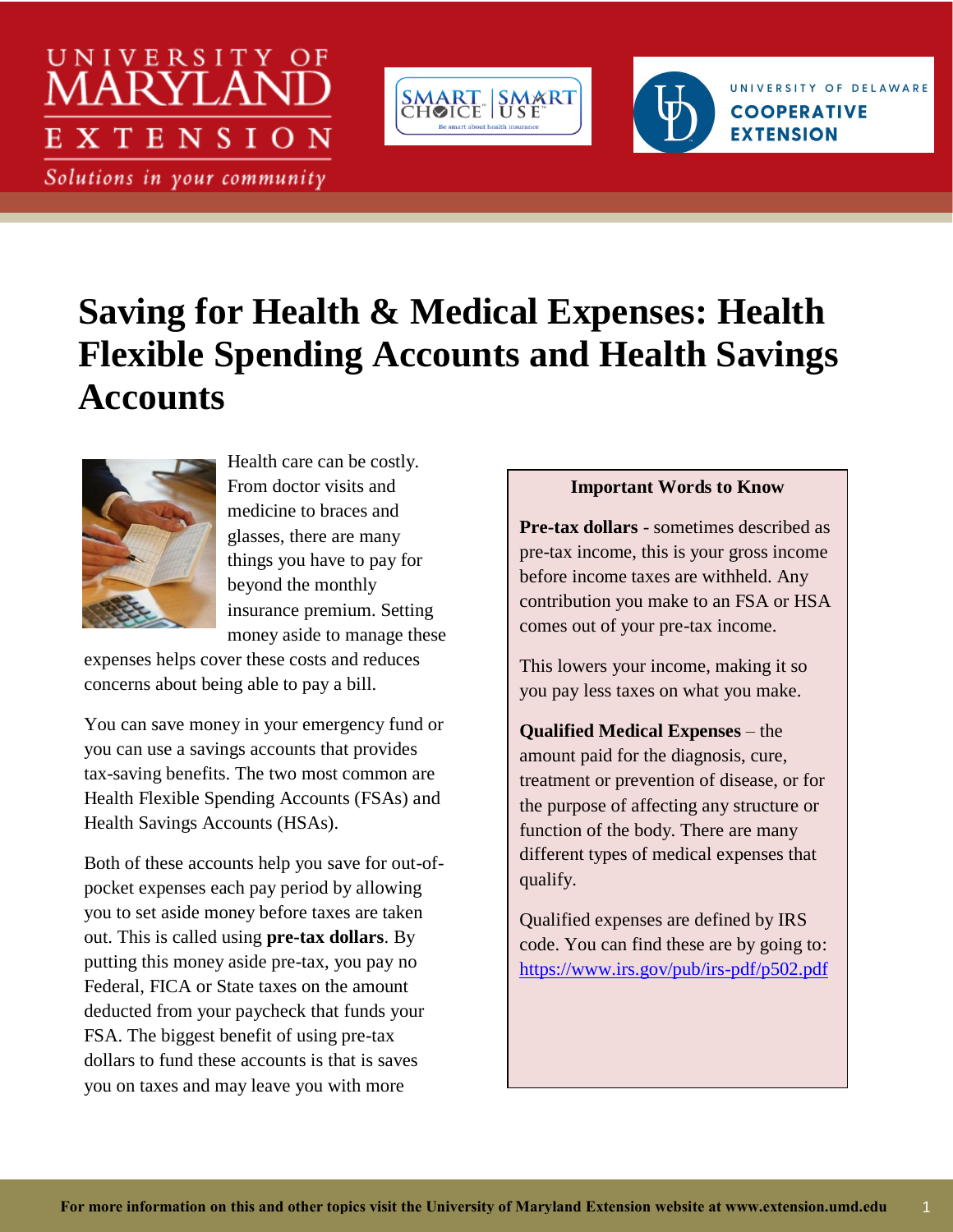# Saving for Health & Medical Expenses: Health Flexible Spending Accounts and Health Savings Accounts

Health care can be costly. From doctor visits and medicine to braces and glasses, there are many things you have to pay for beyond the monthly insurance premium. Setting money aside to manage these expenses helps cover these costs and reduces concerns about being able to pay a bill.

You can save money in your emergency fund or you can use a savings accounts that provides tax-saving benefits. The two most common are Health Flexible Spending Accounts (FSAs) and Health Savings Accounts (HSAs).

Both of these accounts help you save for out-of-pocket expenses each pay period by allowing you to set aside money before taxes are taken out. This is called using **pre-tax dollars**. By putting this money aside pre-tax, you pay no Federal, FICA or State taxes on the amount deducted from your paycheck that funds your FSA. The biggest benefit of using pre-tax dollars to fund these accounts is that is saves you on taxes and may leave you with more

> **Important Words to Know**
>
> **Pre-tax dollars** - sometimes described as pre-tax income, this is your gross income before income taxes are withheld. Any contribution you make to an FSA or HSA comes out of your pre-tax income.
>
> This lowers your income, making it so you pay less taxes on what you make.
>
> **Qualified Medical Expenses** – the amount paid for the diagnosis, cure, treatment or prevention of disease, or for the purpose of affecting any structure or function of the body. There are many different types of medical expenses that qualify.
>
> Qualified expenses are defined by IRS code. You can find these are by going to: https://www.irs.gov/pub/irs-pdf/p502.pdf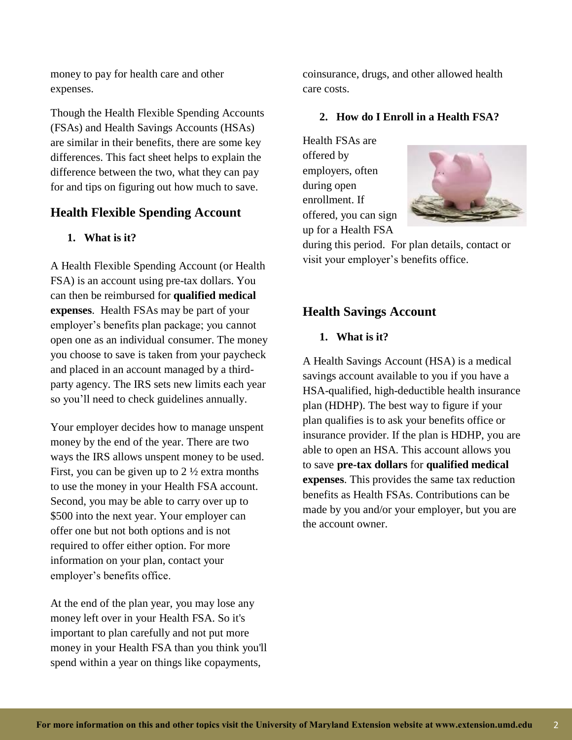money to pay for health care and other expenses.

Though the Health Flexible Spending Accounts (FSAs) and Health Savings Accounts (HSAs) are similar in their benefits, there are some key differences. This fact sheet helps to explain the difference between the two, what they can pay for and tips on figuring out how much to save.

## Health Flexible Spending Account

1. **What is it?**

A Health Flexible Spending Account (or Health FSA) is an account using pre-tax dollars. You can then be reimbursed for **qualified medical expenses**. Health FSAs may be part of your employer's benefits plan package; you cannot open one as an individual consumer. The money you choose to save is taken from your paycheck and placed in an account managed by a third-party agency. The IRS sets new limits each year so you'll need to check guidelines annually.

Your employer decides how to manage unspent money by the end of the year. There are two ways the IRS allows unspent money to be used. First, you can be given up to 2 ½ extra months to use the money in your Health FSA account. Second, you may be able to carry over up to $500 into the next year. Your employer can offer one but not both options and is not required to offer either option. For more information on your plan, contact your employer's benefits office.

At the end of the plan year, you may lose any money left over in your Health FSA. So it's important to plan carefully and not put more money in your Health FSA than you think you'll spend within a year on things like copayments, coinsurance, drugs, and other allowed health care costs.

2. **How do I Enroll in a Health FSA?**

Health FSAs are offered by employers, often during open enrollment. If offered, you can sign up for a Health FSA during this period. For plan details, contact or visit your employer's benefits office.

## Health Savings Account

1. **What is it?**

A Health Savings Account (HSA) is a medical savings account available to you if you have a HSA-qualified, high-deductible health insurance plan (HDHP). The best way to figure if your plan qualifies is to ask your benefits office or insurance provider. If the plan is HDHP, you are able to open an HSA. This account allows you to save **pre-tax dollars** for **qualified medical expenses**. This provides the same tax reduction benefits as Health FSAs. Contributions can be made by you and/or your employer, but you are the account owner.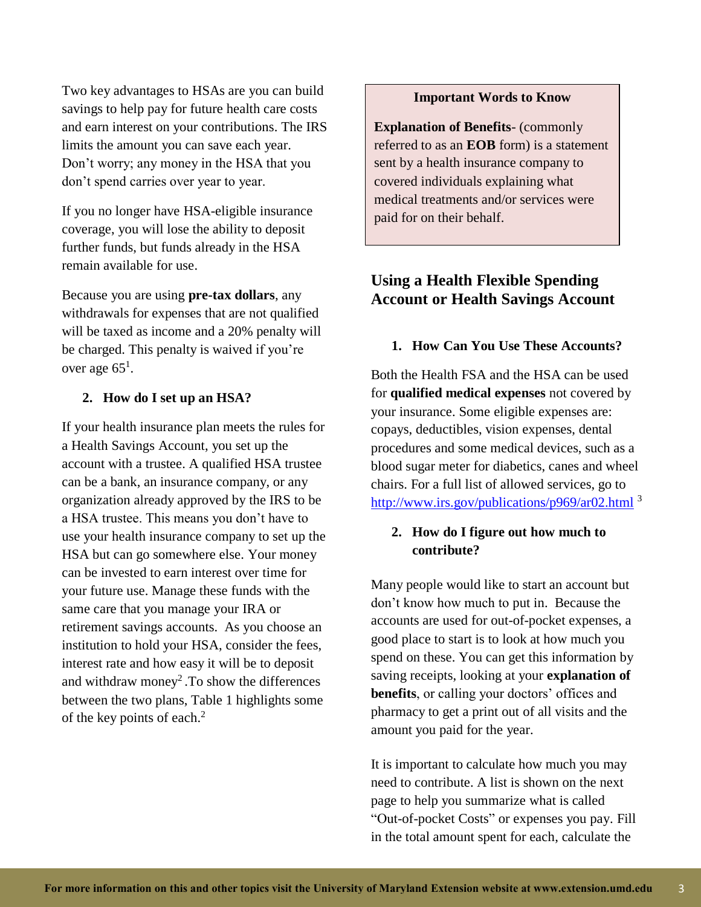Two key advantages to HSAs are you can build savings to help pay for future health care costs and earn interest on your contributions. The IRS limits the amount you can save each year. Don't worry; any money in the HSA that you don't spend carries over year to year.

If you no longer have HSA-eligible insurance coverage, you will lose the ability to deposit further funds, but funds already in the HSA remain available for use.

Because you are using **pre-tax dollars**, any withdrawals for expenses that are not qualified will be taxed as income and a 20% penalty will be charged. This penalty is waived if you're over age 65[1].

**2. How do I set up an HSA?**

If your health insurance plan meets the rules for a Health Savings Account, you set up the account with a trustee. A qualified HSA trustee can be a bank, an insurance company, or any organization already approved by the IRS to be a HSA trustee. This means you don't have to use your health insurance company to set up the HSA but can go somewhere else. Your money can be invested to earn interest over time for your future use. Manage these funds with the same care that you manage your IRA or retirement savings accounts. As you choose an institution to hold your HSA, consider the fees, interest rate and how easy it will be to deposit and withdraw money[2] .To show the differences between the two plans, Table 1 highlights some of the key points of each.[2]

> **Important Words to Know**
>
> **Explanation of Benefits**- (commonly referred to as an **EOB** form) is a statement sent by a health insurance company to covered individuals explaining what medical treatments and/or services were paid for on their behalf.

## Using a Health Flexible Spending Account or Health Savings Account

**1. How Can You Use These Accounts?**

Both the Health FSA and the HSA can be used for **qualified medical expenses** not covered by your insurance. Some eligible expenses are: copays, deductibles, vision expenses, dental procedures and some medical devices, such as a blood sugar meter for diabetics, canes and wheel chairs. For a full list of allowed services, go to http://www.irs.gov/publications/p969/ar02.html [3]

**2. How do I figure out how much to contribute?**

Many people would like to start an account but don't know how much to put in. Because the accounts are used for out-of-pocket expenses, a good place to start is to look at how much you spend on these. You can get this information by saving receipts, looking at your **explanation of benefits**, or calling your doctors' offices and pharmacy to get a print out of all visits and the amount you paid for the year.

It is important to calculate how much you may need to contribute. A list is shown on the next page to help you summarize what is called "Out-of-pocket Costs" or expenses you pay. Fill in the total amount spent for each, calculate the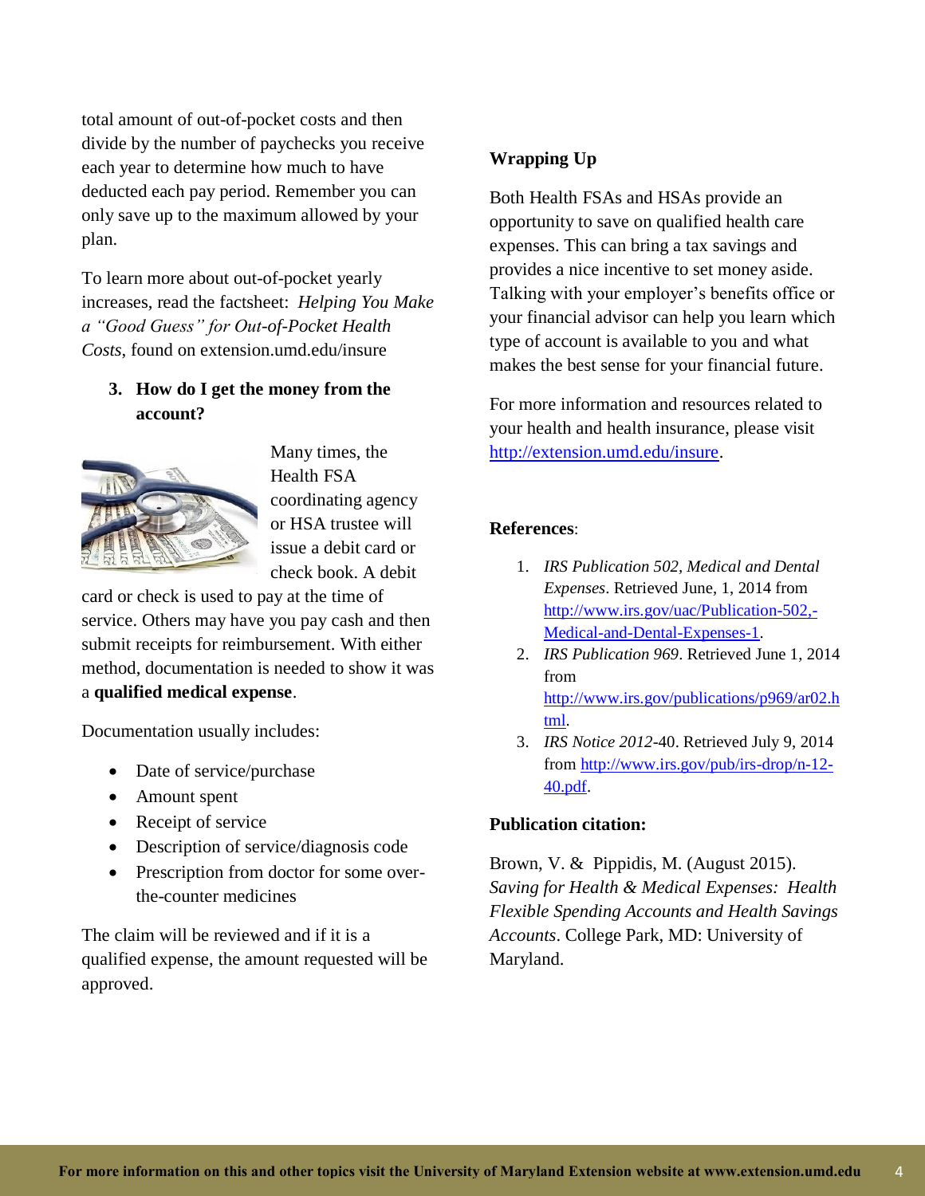total amount of out-of-pocket costs and then divide by the number of paychecks you receive each year to determine how much to have deducted each pay period. Remember you can only save up to the maximum allowed by your plan.

To learn more about out-of-pocket yearly increases, read the factsheet: *Helping You Make a "Good Guess" for Out-of-Pocket Health Costs*, found on extension.umd.edu/insure

3. **How do I get the money from the account?**

Many times, the Health FSA coordinating agency or HSA trustee will issue a debit card or check book. A debit card or check is used to pay at the time of service. Others may have you pay cash and then submit receipts for reimbursement. With either method, documentation is needed to show it was a **qualified medical expense**.

Documentation usually includes:

- Date of service/purchase
- Amount spent
- Receipt of service
- Description of service/diagnosis code
- Prescription from doctor for some over-the-counter medicines

The claim will be reviewed and if it is a qualified expense, the amount requested will be approved.

**Wrapping Up**

Both Health FSAs and HSAs provide an opportunity to save on qualified health care expenses. This can bring a tax savings and provides a nice incentive to set money aside. Talking with your employer's benefits office or your financial advisor can help you learn which type of account is available to you and what makes the best sense for your financial future.

For more information and resources related to your health and health insurance, please visit http://extension.umd.edu/insure.

**References**:

1. *IRS Publication 502, Medical and Dental Expenses*. Retrieved June, 1, 2014 from http://www.irs.gov/uac/Publication-502,-Medical-and-Dental-Expenses-1.
2. *IRS Publication 969*. Retrieved June 1, 2014 from http://www.irs.gov/publications/p969/ar02.html.
3. *IRS Notice 2012*-40. Retrieved July 9, 2014 from http://www.irs.gov/pub/irs-drop/n-12-40.pdf.

**Publication citation:**

Brown, V. & Pippidis, M. (August 2015). *Saving for Health & Medical Expenses: Health Flexible Spending Accounts and Health Savings Accounts*. College Park, MD: University of Maryland.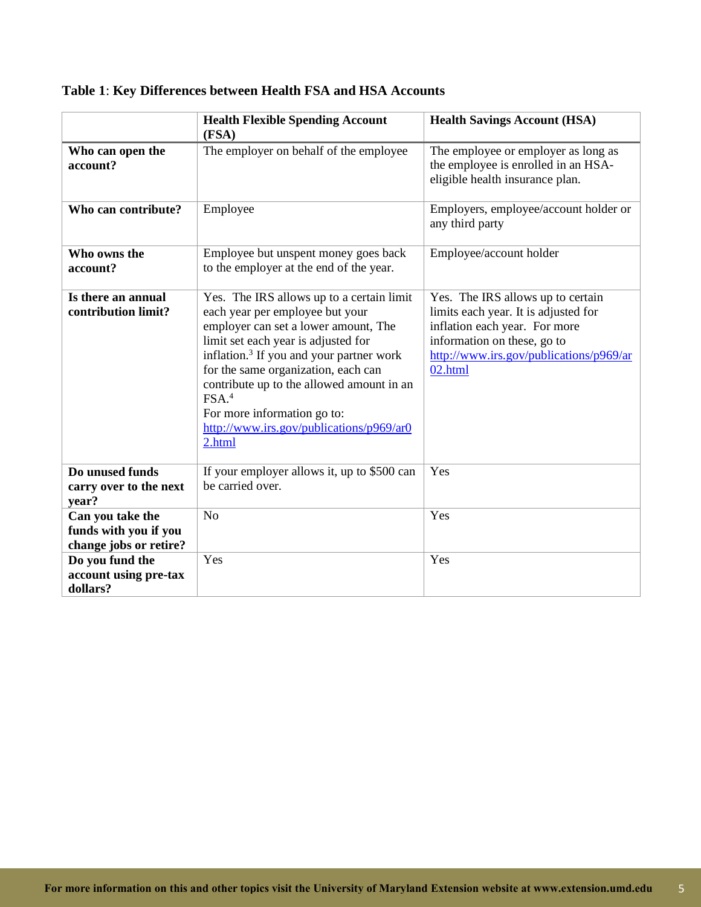**Table 1**: **Key Differences between Health FSA and HSA Accounts**

| | **Health Flexible Spending Account (FSA)** | **Health Savings Account (HSA)** |
|---|---|---|
| **Who can open the account?** | The employer on behalf of the employee | The employee or employer as long as the employee is enrolled in an HSA-eligible health insurance plan. |
| **Who can contribute?** | Employee | Employers, employee/account holder or any third party |
| **Who owns the account?** | Employee but unspent money goes back to the employer at the end of the year. | Employee/account holder |
| **Is there an annual contribution limit?** | Yes. The IRS allows up to a certain limit each year per employee but your employer can set a lower amount, The limit set each year is adjusted for inflation.[3] If you and your partner work for the same organization, each can contribute up to the allowed amount in an FSA.[4] For more information go to: [http://www.irs.gov/publications/p969/ar02.html](http://www.irs.gov/publications/p969/ar02.html) | Yes. The IRS allows up to certain limits each year. It is adjusted for inflation each year. For more information on these, go to [http://www.irs.gov/publications/p969/ar02.html](http://www.irs.gov/publications/p969/ar02.html) |
| **Do unused funds carry over to the next year?** | If your employer allows it, up to $500 can be carried over. | Yes |
| **Can you take the funds with you if you change jobs or retire?** | No | Yes |
| **Do you fund the account using pre-tax dollars?** | Yes | Yes |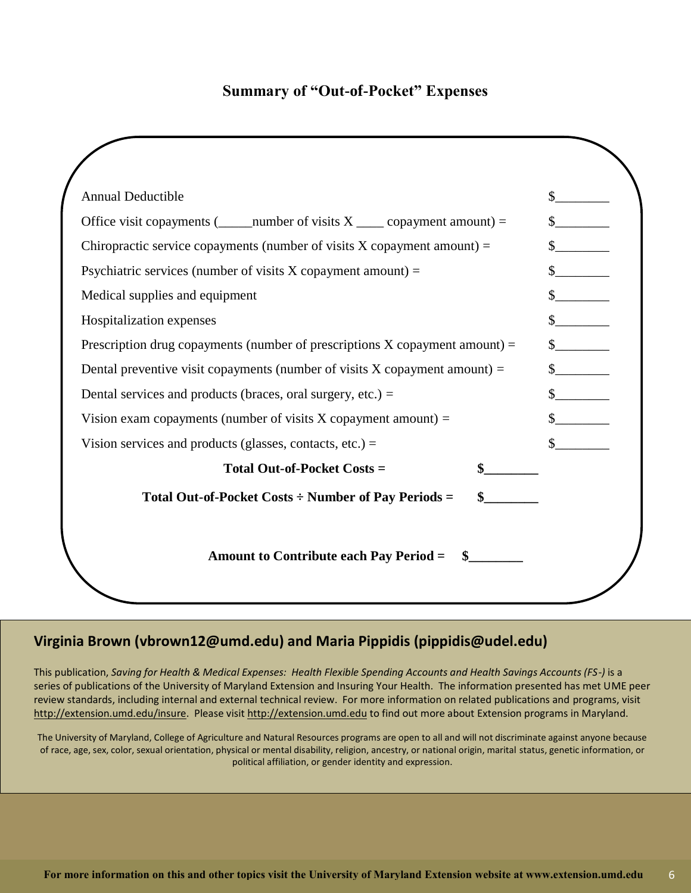## Summary of "Out-of-Pocket" Expenses

| | |
|---|---|
| Annual Deductible | $________ |
| Office visit copayments (_____number of visits X ____ copayment amount) = | $________ |
| Chiropractic service copayments (number of visits X copayment amount) = | $________ |
| Psychiatric services (number of visits X copayment amount) = | $________ |
| Medical supplies and equipment | $________ |
| Hospitalization expenses | $________ |
| Prescription drug copayments (number of prescriptions X copayment amount) = | $________ |
| Dental preventive visit copayments (number of visits X copayment amount) = | $________ |
| Dental services and products (braces, oral surgery, etc.) = | $________ |
| Vision exam copayments (number of visits X copayment amount) = | $________ |
| Vision services and products (glasses, contacts, etc.) = | $________ |

**Total Out-of-Pocket Costs = $________**

**Total Out-of-Pocket Costs ÷ Number of Pay Periods = $________**

**Amount to Contribute each Pay Period = $________**

### Virginia Brown (vbrown12@umd.edu) and Maria Pippidis (pippidis@udel.edu)

This publication, *Saving for Health & Medical Expenses: Health Flexible Spending Accounts and Health Savings Accounts (FS-)* is a series of publications of the University of Maryland Extension and Insuring Your Health. The information presented has met UME peer review standards, including internal and external technical review. For more information on related publications and programs, visit http://extension.umd.edu/insure. Please visit http://extension.umd.edu to find out more about Extension programs in Maryland.

The University of Maryland, College of Agriculture and Natural Resources programs are open to all and will not discriminate against anyone because of race, age, sex, color, sexual orientation, physical or mental disability, religion, ancestry, or national origin, marital status, genetic information, or political affiliation, or gender identity and expression.

**For more information on this and other topics visit the University of Maryland Extension website at www.extension.umd.edu**